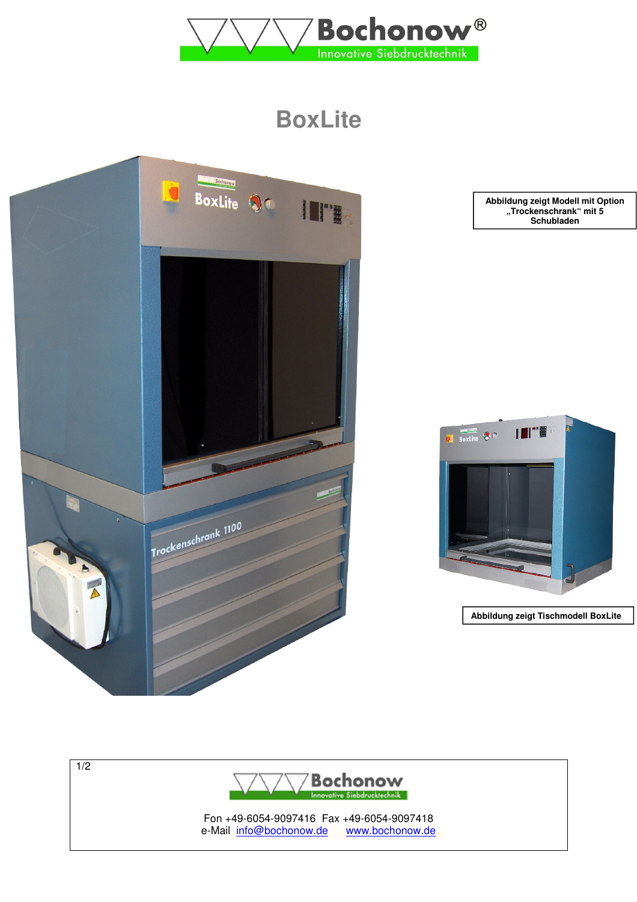# BoxLite

Abbildung zeigt Modell mit Option „Trockenschrank“ mit 5 Schubladen

Abbildung zeigt Tischmodell BoxLite

Fon +49-6054-9097416 Fax +49-6054-9097418
e-Mail info@bochonow.de www.bochonow.de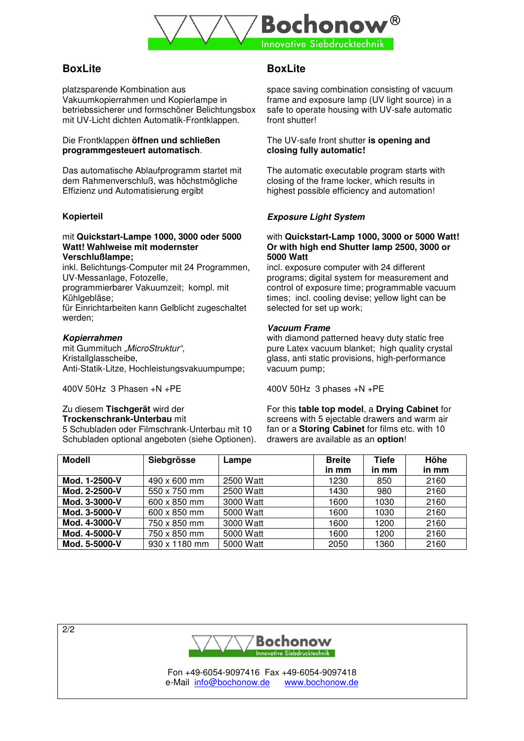Bochonow®
Innovative Siebdrucktechnik

## BoxLite

platzsparende Kombination aus Vakuumkopierrahmen und Kopierlampe in betriebssicherer und formschöner Belichtungsbox mit UV-Licht dichten Automatik-Frontklappen.

Die Frontklappen **öffnen und schließen programmgesteuert automatisch**.

Das automatische Ablaufprogramm startet mit dem Rahmenverschluß, was höchstmögliche Effizienz und Automatisierung ergibt

### Kopierteil

mit **Quickstart-Lampe 1000, 3000 oder 5000 Watt! Wahlweise mit modernster Verschlußlampe;**
inkl. Belichtungs-Computer mit 24 Programmen, UV-Messanlage, Fotozelle,
programmierbarer Vakuumzeit; kompl. mit Kühlgebläse;
für Einrichtarbeiten kann Gelblicht zugeschaltet werden;

### *Kopierrahmen*

mit Gummituch *„MicroStruktur“*,
Kristallglasscheibe,
Anti-Statik-Litze, Hochleistungsvakuumpumpe;

400V 50Hz 3 Phasen +N +PE

Zu diesem **Tischgerät** wird der **Trockenschrank-Unterbau** mit 5 Schubladen oder Filmschrank-Unterbau mit 10 Schubladen optional angeboten (siehe Optionen).

## BoxLite

space saving combination consisting of vacuum frame and exposure lamp (UV light source) in a safe to operate housing with UV-safe automatic front shutter!

The UV-safe front shutter **is opening and closing fully automatic!**

The automatic executable program starts with closing of the frame locker, which results in highest possible efficiency and automation!

### *Exposure Light System*

with **Quickstart-Lamp 1000, 3000 or 5000 Watt! Or with high end Shutter lamp 2500, 3000 or 5000 Watt**
incl. exposure computer with 24 different programs; digital system for measurement and control of exposure time; programmable vacuum times; incl. cooling devise; yellow light can be selected for set up work;

### *Vacuum Frame*

with diamond patterned heavy duty static free pure Latex vacuum blanket; high quality crystal glass, anti static provisions, high-performance vacuum pump;

400V 50Hz 3 phases +N +PE

For this **table top model**, a **Drying Cabinet** for screens with 5 ejectable drawers and warm air fan or a **Storing Cabinet** for films etc. with 10 drawers are available as an **option**!

| **Modell** | **Siebgrösse** | **Lampe** | **Breite in mm** | **Tiefe in mm** | **Höhe in mm** |
|---|---|---|---|---|---|
| **Mod. 1-2500-V** | 490 x 600 mm | 2500 Watt | 1230 | 850 | 2160 |
| **Mod. 2-2500-V** | 550 x 750 mm | 2500 Watt | 1430 | 980 | 2160 |
| **Mod. 3-3000-V** | 600 x 850 mm | 3000 Watt | 1600 | 1030 | 2160 |
| **Mod. 3-5000-V** | 600 x 850 mm | 5000 Watt | 1600 | 1030 | 2160 |
| **Mod. 4-3000-V** | 750 x 850 mm | 3000 Watt | 1600 | 1200 | 2160 |
| **Mod. 4-5000-V** | 750 x 850 mm | 5000 Watt | 1600 | 1200 | 2160 |
| **Mod. 5-5000-V** | 930 x 1180 mm | 5000 Watt | 2050 | 1360 | 2160 |

Bochonow
Innovative Siebdrucktechnik

Fon +49-6054-9097416 Fax +49-6054-9097418
e-Mail info@bochonow.de www.bochonow.de